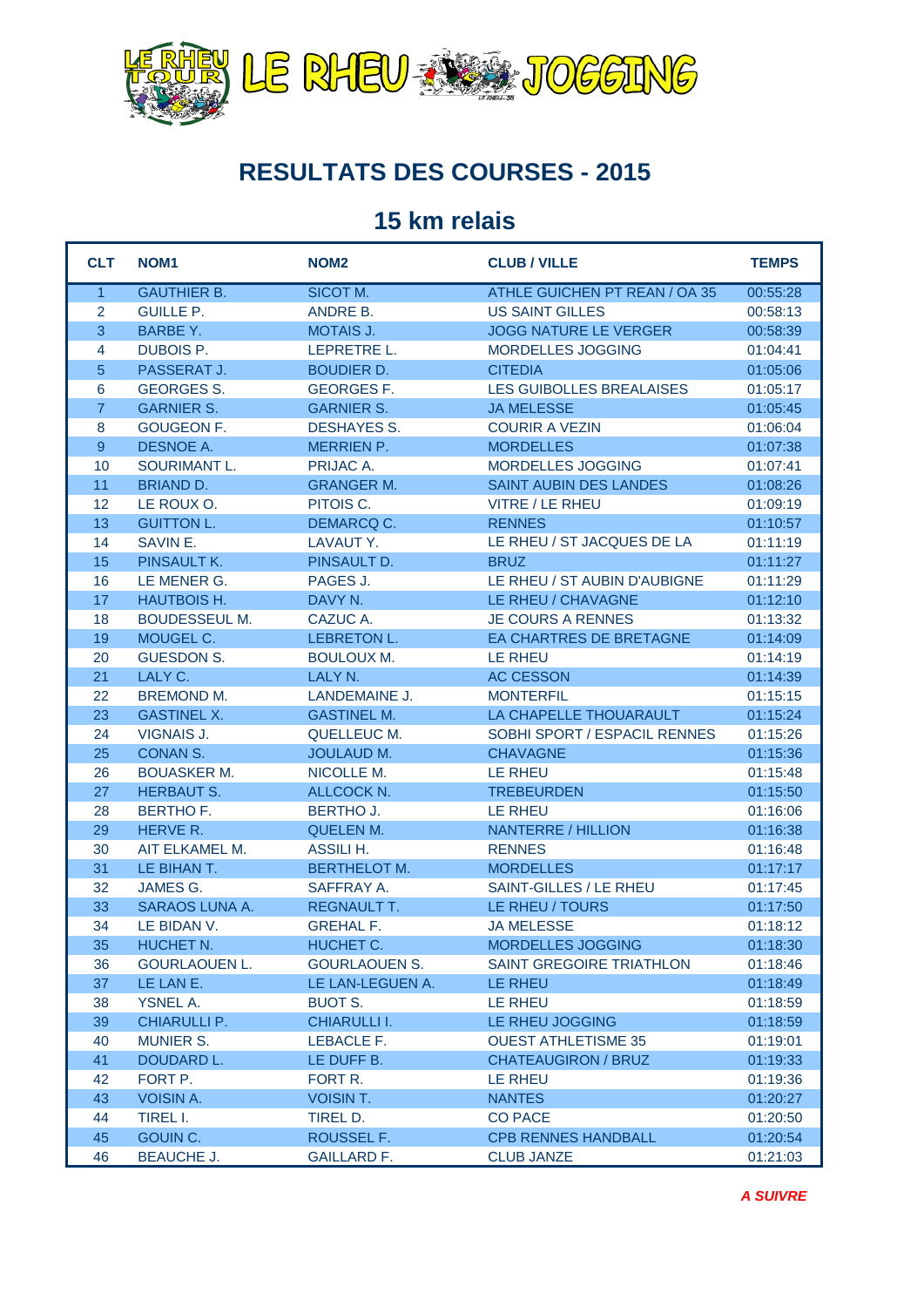LE RHEU TOUR LE RHEU JOGGING

# RESULTATS DES COURSES - 2015

## 15 km relais

| CLT | NOM1 | NOM2 | CLUB / VILLE | TEMPS |
|---|---|---|---|---|
| 1 | GAUTHIER B. | SICOT M. | ATHLE GUICHEN PT REAN / OA 35 | 00:55:28 |
| 2 | GUILLE P. | ANDRE B. | US SAINT GILLES | 00:58:13 |
| 3 | BARBE Y. | MOTAIS J. | JOGG NATURE LE VERGER | 00:58:39 |
| 4 | DUBOIS P. | LEPRETRE L. | MORDELLES JOGGING | 01:04:41 |
| 5 | PASSERAT J. | BOUDIER D. | CITEDIA | 01:05:06 |
| 6 | GEORGES S. | GEORGES F. | LES GUIBOLLES BREALAISES | 01:05:17 |
| 7 | GARNIER S. | GARNIER S. | JA MELESSE | 01:05:45 |
| 8 | GOUGEON F. | DESHAYES S. | COURIR A VEZIN | 01:06:04 |
| 9 | DESNOE A. | MERRIEN P. | MORDELLES | 01:07:38 |
| 10 | SOURIMANT L. | PRIJAC A. | MORDELLES JOGGING | 01:07:41 |
| 11 | BRIAND D. | GRANGER M. | SAINT AUBIN DES LANDES | 01:08:26 |
| 12 | LE ROUX O. | PITOIS C. | VITRE / LE RHEU | 01:09:19 |
| 13 | GUITTON L. | DEMARCQ C. | RENNES | 01:10:57 |
| 14 | SAVIN E. | LAVAUT Y. | LE RHEU / ST JACQUES DE LA | 01:11:19 |
| 15 | PINSAULT K. | PINSAULT D. | BRUZ | 01:11:27 |
| 16 | LE MENER G. | PAGES J. | LE RHEU / ST AUBIN D'AUBIGNE | 01:11:29 |
| 17 | HAUTBOIS H. | DAVY N. | LE RHEU / CHAVAGNE | 01:12:10 |
| 18 | BOUDESSEUL M. | CAZUC A. | JE COURS A RENNES | 01:13:32 |
| 19 | MOUGEL C. | LEBRETON L. | EA CHARTRES DE BRETAGNE | 01:14:09 |
| 20 | GUESDON S. | BOULOUX M. | LE RHEU | 01:14:19 |
| 21 | LALY C. | LALY N. | AC CESSON | 01:14:39 |
| 22 | BREMOND M. | LANDEMAINE J. | MONTERFIL | 01:15:15 |
| 23 | GASTINEL X. | GASTINEL M. | LA CHAPELLE THOUARAULT | 01:15:24 |
| 24 | VIGNAIS J. | QUELLEUC M. | SOBHI SPORT / ESPACIL RENNES | 01:15:26 |
| 25 | CONAN S. | JOULAUD M. | CHAVAGNE | 01:15:36 |
| 26 | BOUASKER M. | NICOLLE M. | LE RHEU | 01:15:48 |
| 27 | HERBAUT S. | ALLCOCK N. | TREBEURDEN | 01:15:50 |
| 28 | BERTHO F. | BERTHO J. | LE RHEU | 01:16:06 |
| 29 | HERVE R. | QUELEN M. | NANTERRE / HILLION | 01:16:38 |
| 30 | AIT ELKAMEL M. | ASSILI H. | RENNES | 01:16:48 |
| 31 | LE BIHAN T. | BERTHELOT M. | MORDELLES | 01:17:17 |
| 32 | JAMES G. | SAFFRAY A. | SAINT-GILLES / LE RHEU | 01:17:45 |
| 33 | SARAOS LUNA A. | REGNAULT T. | LE RHEU / TOURS | 01:17:50 |
| 34 | LE BIDAN V. | GREHAL F. | JA MELESSE | 01:18:12 |
| 35 | HUCHET N. | HUCHET C. | MORDELLES JOGGING | 01:18:30 |
| 36 | GOURLAOUEN L. | GOURLAOUEN S. | SAINT GREGOIRE TRIATHLON | 01:18:46 |
| 37 | LE LAN E. | LE LAN-LEGUEN A. | LE RHEU | 01:18:49 |
| 38 | YSNEL A. | BUOT S. | LE RHEU | 01:18:59 |
| 39 | CHIARULLI P. | CHIARULLI I. | LE RHEU JOGGING | 01:18:59 |
| 40 | MUNIER S. | LEBACLE F. | OUEST ATHLETISME 35 | 01:19:01 |
| 41 | DOUDARD L. | LE DUFF B. | CHATEAUGIRON / BRUZ | 01:19:33 |
| 42 | FORT P. | FORT R. | LE RHEU | 01:19:36 |
| 43 | VOISIN A. | VOISIN T. | NANTES | 01:20:27 |
| 44 | TIREL I. | TIREL D. | CO PACE | 01:20:50 |
| 45 | GOUIN C. | ROUSSEL F. | CPB RENNES HANDBALL | 01:20:54 |
| 46 | BEAUCHE J. | GAILLARD F. | CLUB JANZE | 01:21:03 |

***A SUIVRE***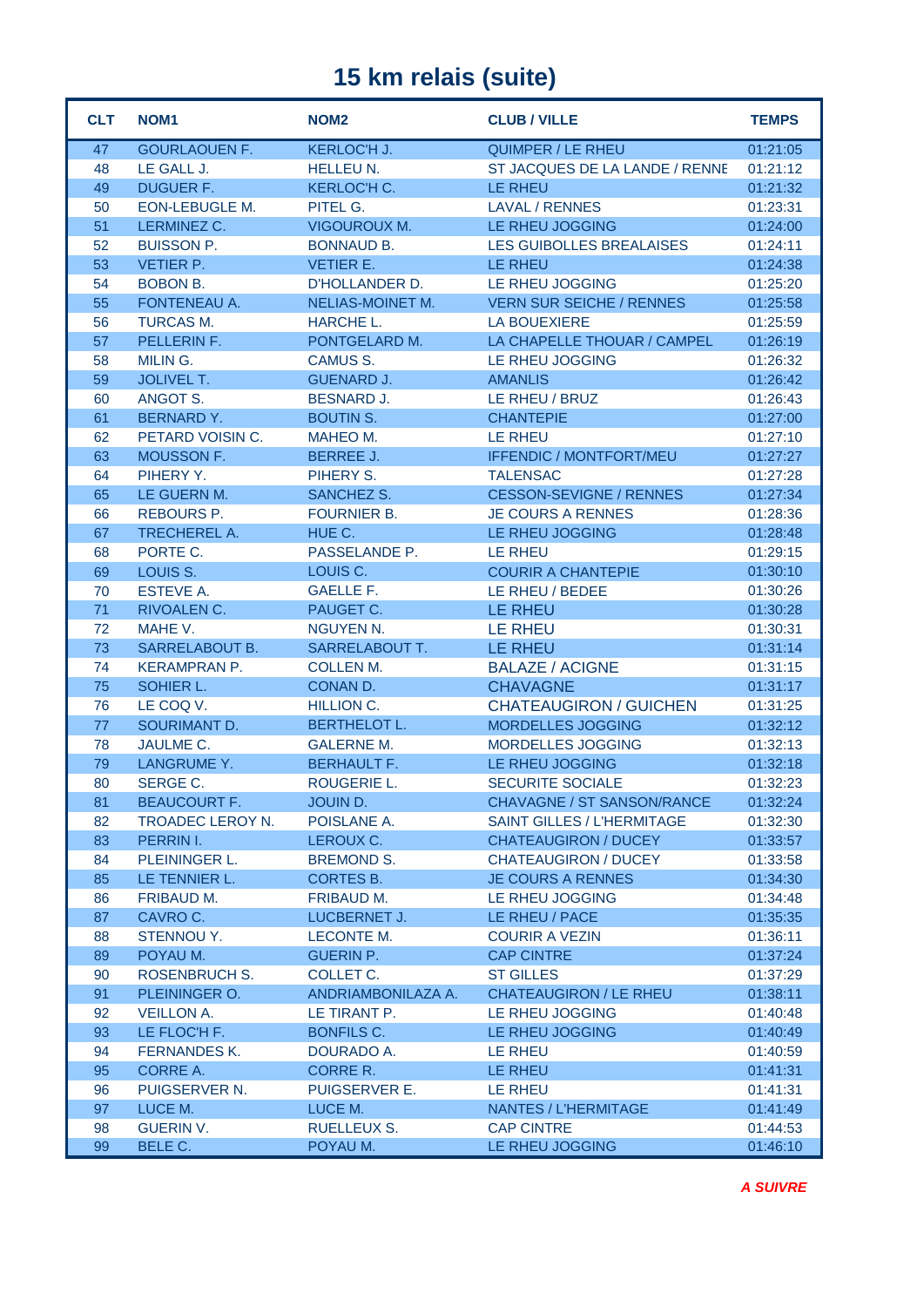# 15 km relais (suite)

| CLT | NOM1 | NOM2 | CLUB / VILLE | TEMPS |
|---|---|---|---|---|
| 47 | GOURLAOUEN F. | KERLOC'H J. | QUIMPER / LE RHEU | 01:21:05 |
| 48 | LE GALL J. | HELLEU N. | ST JACQUES DE LA LANDE / RENNE | 01:21:12 |
| 49 | DUGUER F. | KERLOC'H C. | LE RHEU | 01:21:32 |
| 50 | EON-LEBUGLE M. | PITEL G. | LAVAL / RENNES | 01:23:31 |
| 51 | LERMINEZ C. | VIGOUROUX M. | LE RHEU JOGGING | 01:24:00 |
| 52 | BUISSON P. | BONNAUD B. | LES GUIBOLLES BREALAISES | 01:24:11 |
| 53 | VETIER P. | VETIER E. | LE RHEU | 01:24:38 |
| 54 | BOBON B. | D'HOLLANDER D. | LE RHEU JOGGING | 01:25:20 |
| 55 | FONTENEAU A. | NELIAS-MOINET M. | VERN SUR SEICHE / RENNES | 01:25:58 |
| 56 | TURCAS M. | HARCHE L. | LA BOUEXIERE | 01:25:59 |
| 57 | PELLERIN F. | PONTGELARD M. | LA CHAPELLE THOUAR / CAMPEL | 01:26:19 |
| 58 | MILIN G. | CAMUS S. | LE RHEU JOGGING | 01:26:32 |
| 59 | JOLIVEL T. | GUENARD J. | AMANLIS | 01:26:42 |
| 60 | ANGOT S. | BESNARD J. | LE RHEU / BRUZ | 01:26:43 |
| 61 | BERNARD Y. | BOUTIN S. | CHANTEPIE | 01:27:00 |
| 62 | PETARD VOISIN C. | MAHEO M. | LE RHEU | 01:27:10 |
| 63 | MOUSSON F. | BERREE J. | IFFENDIC / MONTFORT/MEU | 01:27:27 |
| 64 | PIHERY Y. | PIHERY S. | TALENSAC | 01:27:28 |
| 65 | LE GUERN M. | SANCHEZ S. | CESSON-SEVIGNE / RENNES | 01:27:34 |
| 66 | REBOURS P. | FOURNIER B. | JE COURS A RENNES | 01:28:36 |
| 67 | TRECHEREL A. | HUE C. | LE RHEU JOGGING | 01:28:48 |
| 68 | PORTE C. | PASSELANDE P. | LE RHEU | 01:29:15 |
| 69 | LOUIS S. | LOUIS C. | COURIR A CHANTEPIE | 01:30:10 |
| 70 | ESTEVE A. | GAELLE F. | LE RHEU / BEDEE | 01:30:26 |
| 71 | RIVOALEN C. | PAUGET C. | LE RHEU | 01:30:28 |
| 72 | MAHE V. | NGUYEN N. | LE RHEU | 01:30:31 |
| 73 | SARRELABOUT B. | SARRELABOUT T. | LE RHEU | 01:31:14 |
| 74 | KERAMPRAN P. | COLLEN M. | BALAZE / ACIGNE | 01:31:15 |
| 75 | SOHIER L. | CONAN D. | CHAVAGNE | 01:31:17 |
| 76 | LE COQ V. | HILLION C. | CHATEAUGIRON / GUICHEN | 01:31:25 |
| 77 | SOURIMANT D. | BERTHELOT L. | MORDELLES JOGGING | 01:32:12 |
| 78 | JAULME C. | GALERNE M. | MORDELLES JOGGING | 01:32:13 |
| 79 | LANGRUME Y. | BERHAULT F. | LE RHEU JOGGING | 01:32:18 |
| 80 | SERGE C. | ROUGERIE L. | SECURITE SOCIALE | 01:32:23 |
| 81 | BEAUCOURT F. | JOUIN D. | CHAVAGNE / ST SANSON/RANCE | 01:32:24 |
| 82 | TROADEC LEROY N. | POISLANE A. | SAINT GILLES / L'HERMITAGE | 01:32:30 |
| 83 | PERRIN I. | LEROUX C. | CHATEAUGIRON / DUCEY | 01:33:57 |
| 84 | PLEININGER L. | BREMOND S. | CHATEAUGIRON / DUCEY | 01:33:58 |
| 85 | LE TENNIER L. | CORTES B. | JE COURS A RENNES | 01:34:30 |
| 86 | FRIBAUD M. | FRIBAUD M. | LE RHEU JOGGING | 01:34:48 |
| 87 | CAVRO C. | LUCBERNET J. | LE RHEU / PACE | 01:35:35 |
| 88 | STENNOU Y. | LECONTE M. | COURIR A VEZIN | 01:36:11 |
| 89 | POYAU M. | GUERIN P. | CAP CINTRE | 01:37:24 |
| 90 | ROSENBRUCH S. | COLLET C. | ST GILLES | 01:37:29 |
| 91 | PLEININGER O. | ANDRIAMBONILAZA A. | CHATEAUGIRON / LE RHEU | 01:38:11 |
| 92 | VEILLON A. | LE TIRANT P. | LE RHEU JOGGING | 01:40:48 |
| 93 | LE FLOC'H F. | BONFILS C. | LE RHEU JOGGING | 01:40:49 |
| 94 | FERNANDES K. | DOURADO A. | LE RHEU | 01:40:59 |
| 95 | CORRE A. | CORRE R. | LE RHEU | 01:41:31 |
| 96 | PUIGSERVER N. | PUIGSERVER E. | LE RHEU | 01:41:31 |
| 97 | LUCE M. | LUCE M. | NANTES / L'HERMITAGE | 01:41:49 |
| 98 | GUERIN V. | RUELLEUX S. | CAP CINTRE | 01:44:53 |
| 99 | BELE C. | POYAU M. | LE RHEU JOGGING | 01:46:10 |

***A SUIVRE***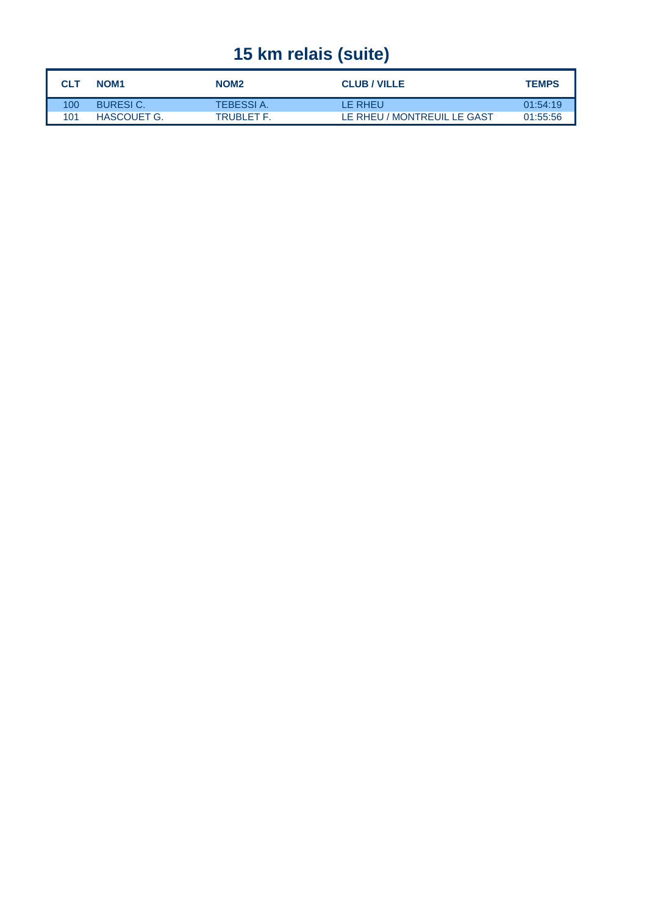# 15 km relais (suite)

| CLT | NOM1 | NOM2 | CLUB / VILLE | TEMPS |
|---|---|---|---|---|
| 100 | BURESI C. | TEBESSI A. | LE RHEU | 01:54:19 |
| 101 | HASCOUET G. | TRUBLET F. | LE RHEU / MONTREUIL LE GAST | 01:55:56 |